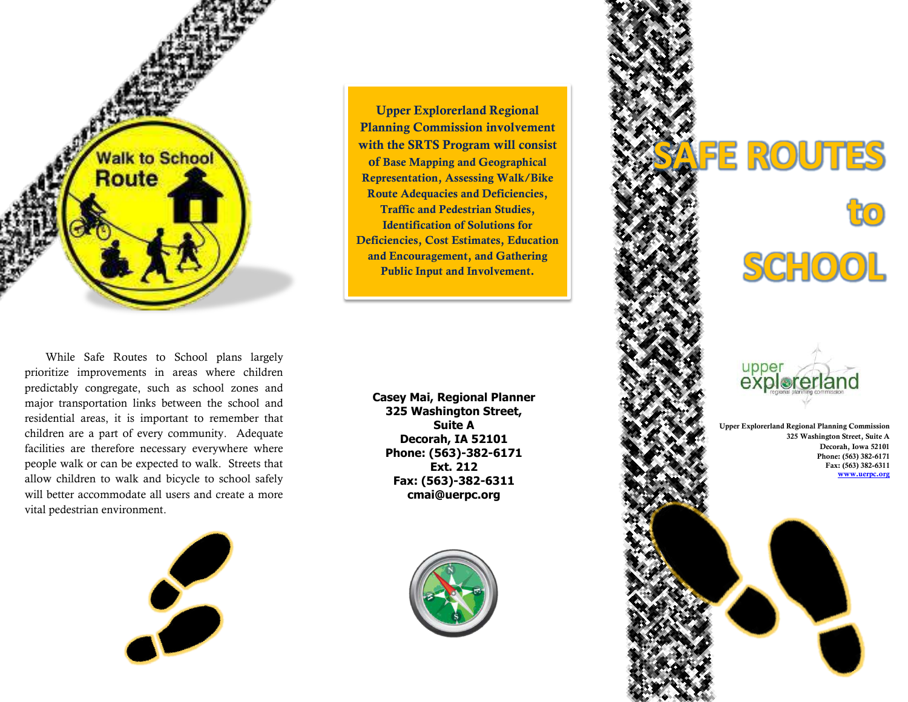Walk to School Route

While Safe Routes to School plans largely prioritize improvements in areas where children predictably congregate, such as school zones and major transportation links between the school and residential areas, it is important to remember that children are a part of every community. Adequate facilities are therefore necessary everywhere where people walk or can be expected to walk. Streets that allow children to walk and bicycle to school safely will better accommodate all users and create a more vital pedestrian environment.

**Upper Explorerland Regional Planning Commission involvement with the SRTS Program will consist of Base Mapping and Geographical Representation, Assessing Walk/Bike Route Adequacies and Deficiencies, Traffic and Pedestrian Studies, Identification of Solutions for Deficiencies, Cost Estimates, Education and Encouragement, and Gathering Public Input and Involvement.**

**Casey Mai, Regional Planner**
**325 Washington Street,**
**Suite A**
**Decorah, IA 52101**
**Phone: (563)-382-6171**
**Ext. 212**
**Fax: (563)-382-6311**
**cmai@uerpc.org**

# SAFE ROUTES to SCHOOL

upper explorerland
regional planning commission

**Upper Explorerland Regional Planning Commission**
**325 Washington Street, Suite A**
**Decorah, Iowa 52101**
**Phone: (563) 382-6171**
**Fax: (563) 382-6311**
**www.uerpc.org**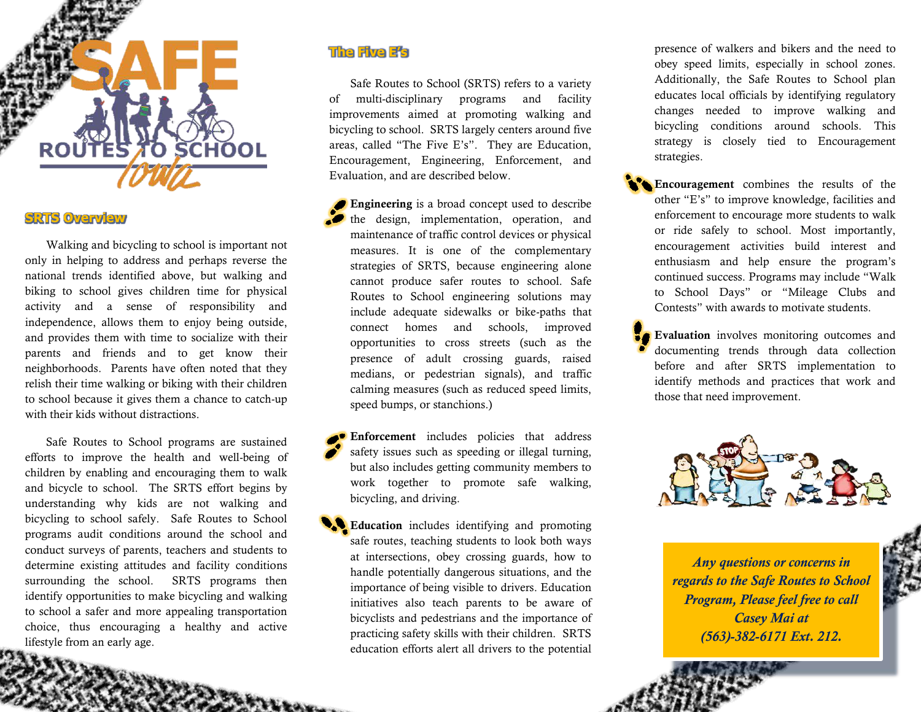## SRTS Overview

Walking and bicycling to school is important not only in helping to address and perhaps reverse the national trends identified above, but walking and biking to school gives children time for physical activity and a sense of responsibility and independence, allows them to enjoy being outside, and provides them with time to socialize with their parents and friends and to get know their neighborhoods. Parents have often noted that they relish their time walking or biking with their children to school because it gives them a chance to catch-up with their kids without distractions.

Safe Routes to School programs are sustained efforts to improve the health and well-being of children by enabling and encouraging them to walk and bicycle to school. The SRTS effort begins by understanding why kids are not walking and bicycling to school safely. Safe Routes to School programs audit conditions around the school and conduct surveys of parents, teachers and students to determine existing attitudes and facility conditions surrounding the school. SRTS programs then identify opportunities to make bicycling and walking to school a safer and more appealing transportation choice, thus encouraging a healthy and active lifestyle from an early age.

## The Five E's

Safe Routes to School (SRTS) refers to a variety of multi-disciplinary programs and facility improvements aimed at promoting walking and bicycling to school. SRTS largely centers around five areas, called "The Five E's". They are Education, Encouragement, Engineering, Enforcement, and Evaluation, and are described below.

**Engineering** is a broad concept used to describe the design, implementation, operation, and maintenance of traffic control devices or physical measures. It is one of the complementary strategies of SRTS, because engineering alone cannot produce safer routes to school. Safe Routes to School engineering solutions may include adequate sidewalks or bike-paths that connect homes and schools, improved opportunities to cross streets (such as the presence of adult crossing guards, raised medians, or pedestrian signals), and traffic calming measures (such as reduced speed limits, speed bumps, or stanchions.)

**Enforcement** includes policies that address safety issues such as speeding or illegal turning, but also includes getting community members to work together to promote safe walking, bicycling, and driving.

**Education** includes identifying and promoting safe routes, teaching students to look both ways at intersections, obey crossing guards, how to handle potentially dangerous situations, and the importance of being visible to drivers. Education initiatives also teach parents to be aware of bicyclists and pedestrians and the importance of practicing safety skills with their children. SRTS education efforts alert all drivers to the potential presence of walkers and bikers and the need to obey speed limits, especially in school zones. Additionally, the Safe Routes to School plan educates local officials by identifying regulatory changes needed to improve walking and bicycling conditions around schools. This strategy is closely tied to Encouragement strategies.

**Encouragement** combines the results of the other "E's" to improve knowledge, facilities and enforcement to encourage more students to walk or ride safely to school. Most importantly, encouragement activities build interest and enthusiasm and help ensure the program's continued success. Programs may include "Walk to School Days" or "Mileage Clubs and Contests" with awards to motivate students.

**Evaluation** involves monitoring outcomes and documenting trends through data collection before and after SRTS implementation to identify methods and practices that work and those that need improvement.

***Any questions or concerns in regards to the Safe Routes to School Program, Please feel free to call Casey Mai at (563)-382-6171 Ext. 212.***